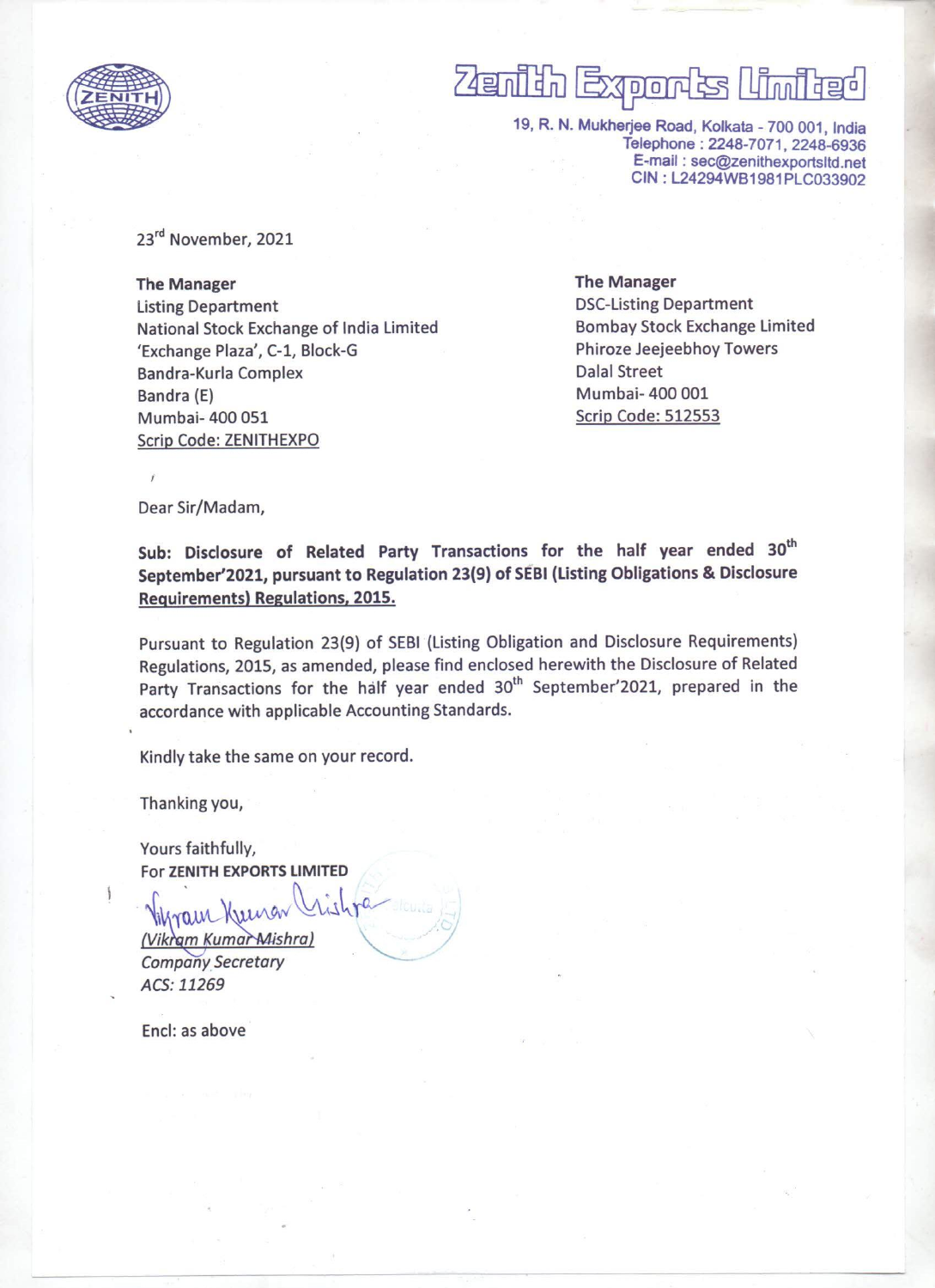# Zenith Exports Limited

19, R. N. Mukherjee Road, Kolkata - 700 001, India
Telephone : 2248-7071, 2248-6936
E-mail : sec@zenithexportsltd.net
CIN : L24294WB1981PLC033902

23rd November, 2021

**The Manager**
Listing Department
National Stock Exchange of India Limited
'Exchange Plaza', C-1, Block-G
Bandra-Kurla Complex
Bandra (E)
Mumbai- 400 051
Scrip Code: ZENITHEXPO

**The Manager**
DSC-Listing Department
Bombay Stock Exchange Limited
Phiroze Jeejeebhoy Towers
Dalal Street
Mumbai- 400 001
Scrip Code: 512553

Dear Sir/Madam,

**Sub: Disclosure of Related Party Transactions for the half year ended 30th September'2021, pursuant to Regulation 23(9) of SEBI (Listing Obligations & Disclosure Requirements) Regulations, 2015.**

Pursuant to Regulation 23(9) of SEBI (Listing Obligation and Disclosure Requirements) Regulations, 2015, as amended, please find enclosed herewith the Disclosure of Related Party Transactions for the half year ended 30th September'2021, prepared in the accordance with applicable Accounting Standards.

Kindly take the same on your record.

Thanking you,

Yours faithfully,
For **ZENITH EXPORTS LIMITED**

*(Vikram Kumar Mishra)*
*Company Secretary*
*ACS: 11269*

Encl: as above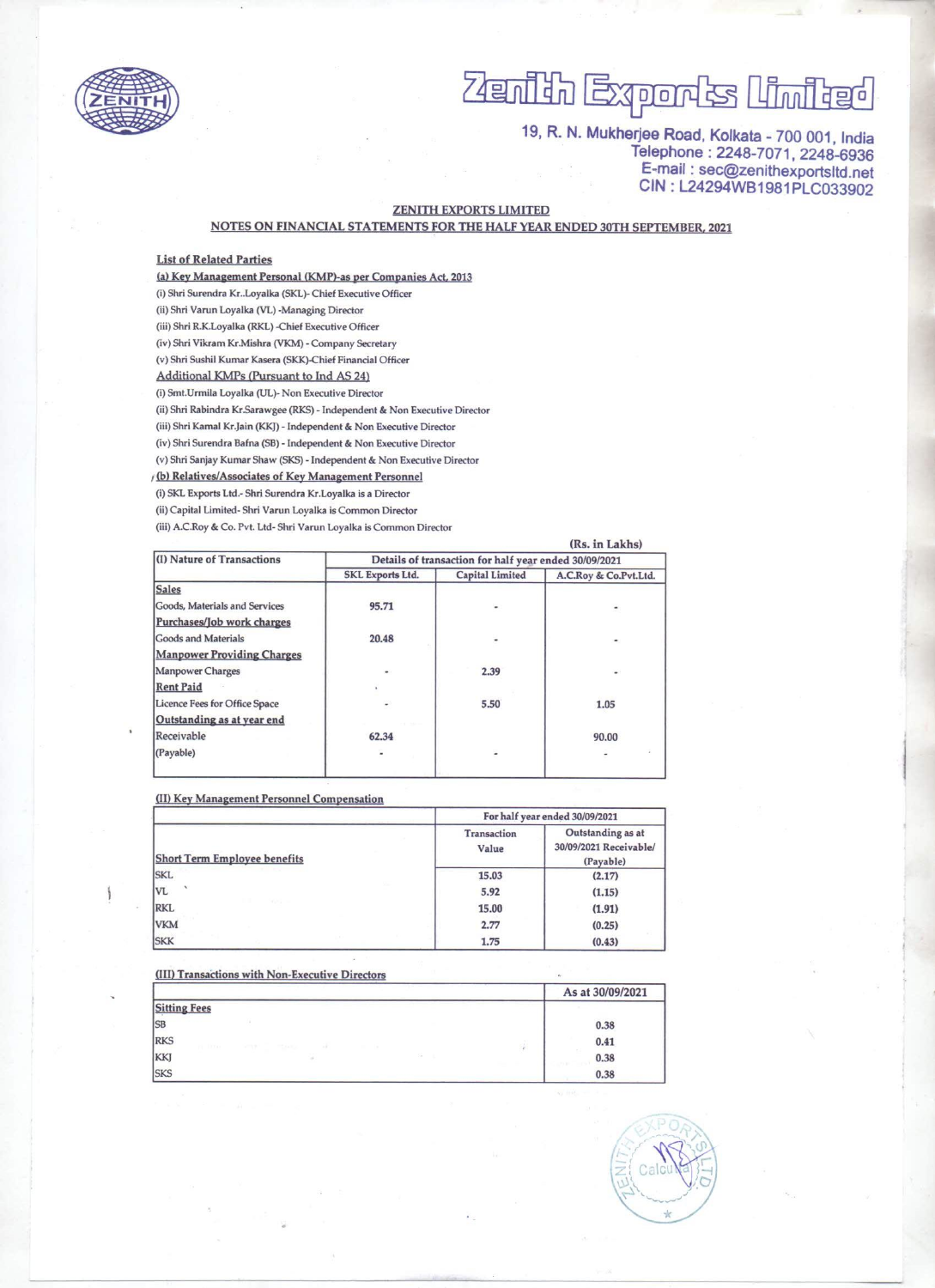# Zenith Exports Limited

19, R. N. Mukherjee Road, Kolkata - 700 001, India
Telephone : 2248-7071, 2248-6936
E-mail : sec@zenithexportsltd.net
CIN : L24294WB1981PLC033902

## ZENITH EXPORTS LIMITED

### NOTES ON FINANCIAL STATEMENTS FOR THE HALF YEAR ENDED 30TH SEPTEMBER, 2021

**List of Related Parties**

**(a) Key Management Personal (KMP)-as per Companies Act, 2013**

(i) Shri Surendra Kr..Loyalka (SKL)- Chief Executive Officer
(ii) Shri Varun Loyalka (VL) -Managing Director
(iii) Shri R.K.Loyalka (RKL) -Chief Executive Officer
(iv) Shri Vikram Kr.Mishra (VKM) - Company Secretary
(v) Shri Sushil Kumar Kasera (SKK)-Chief Financial Officer

**Additional KMPs (Pursuant to Ind AS 24)**

(i) Smt.Urmila Loyalka (UL)- Non Executive Director
(ii) Shri Rabindra Kr.Sarawgee (RKS) - Independent & Non Executive Director
(iii) Shri Kamal Kr.Jain (KKJ) - Independent & Non Executive Director
(iv) Shri Surendra Bafna (SB) - Independent & Non Executive Director
(v) Shri Sanjay Kumar Shaw (SKS) - Independent & Non Executive Director

**(b) Relatives/Associates of Key Management Personnel**

(i) SKL Exports Ltd.- Shri Surendra Kr.Loyalka is a Director
(ii) Capital Limited- Shri Varun Loyalka is Common Director
(iii) A.C.Roy & Co. Pvt. Ltd- Shri Varun Loyalka is Common Director

(Rs. in Lakhs)

| (I) Nature of Transactions | Details of transaction for half year ended 30/09/2021 | | |
|---|---|---|---|
| | SKL Exports Ltd. | Capital Limited | A.C.Roy & Co.Pvt.Ltd. |
| **Sales** | | | |
| Goods, Materials and Services | 95.71 | - | - |
| **Purchases/Job work charges** | | | |
| Goods and Materials | 20.48 | - | - |
| **Manpower Providing Charges** | | | |
| Manpower Charges | - | 2.39 | - |
| **Rent Paid** | | | |
| Licence Fees for Office Space | - | 5.50 | 1.05 |
| **Outstanding as at year end** | | | |
| Receivable | 62.34 | | 90.00 |
| (Payable) | - | - | - |

**(II) Key Management Personnel Compensation**

| | For half year ended 30/09/2021 | |
|---|---|---|
| **Short Term Employee benefits** | Transaction Value | Outstanding as at 30/09/2021 Receivable/ (Payable) |
| SKL | 15.03 | (2.17) |
| VL | 5.92 | (1.15) |
| RKL | 15.00 | (1.91) |
| VKM | 2.77 | (0.25) |
| SKK | 1.75 | (0.43) |

**(III) Transactions with Non-Executive Directors**

| | As at 30/09/2021 |
|---|---|
| **Sitting Fees** | |
| SB | 0.38 |
| RKS | 0.41 |
| KKJ | 0.38 |
| SKS | 0.38 |